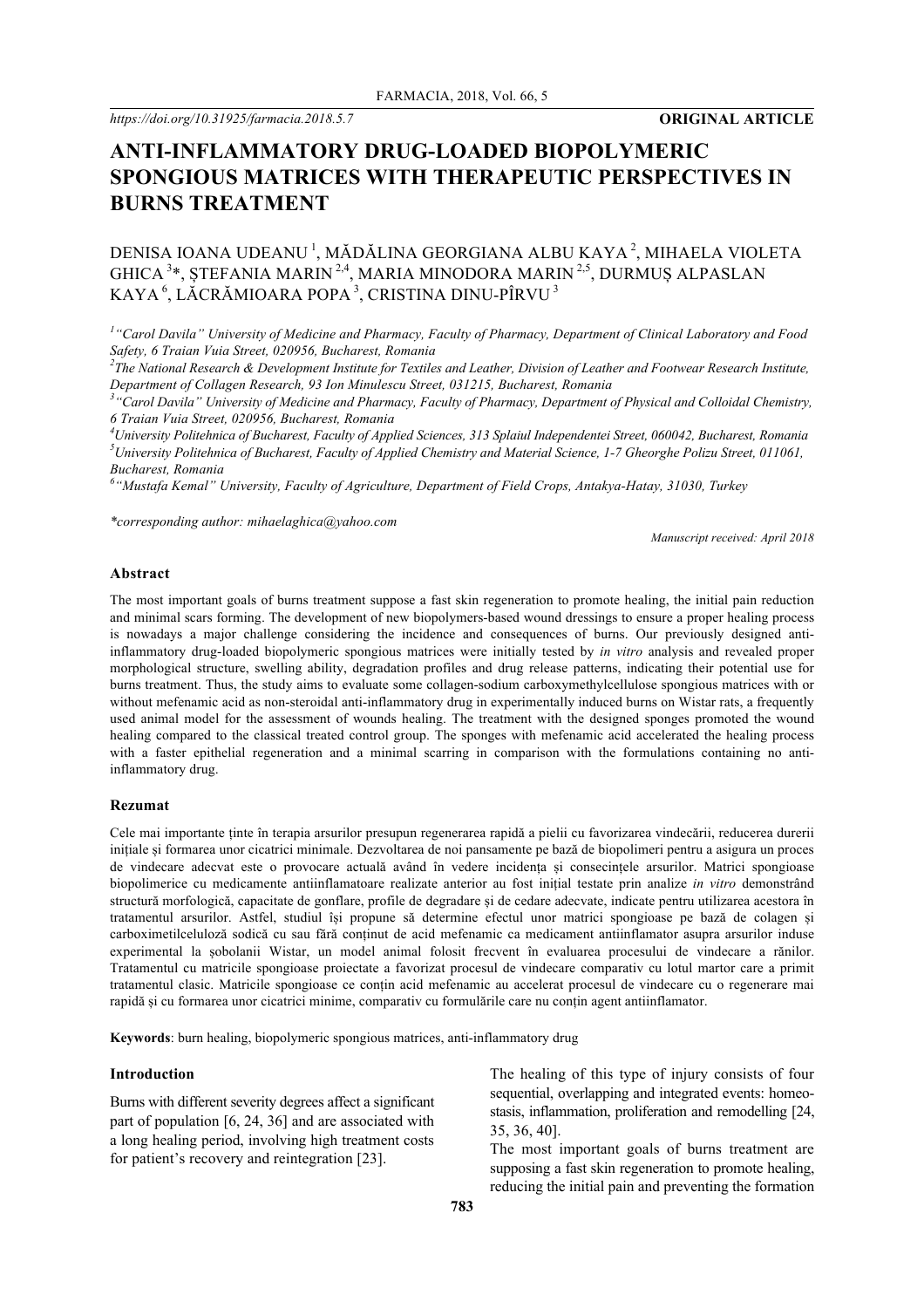https://doi.org/10.31925/farmacia.2018.5.7

**ORIGINAL ARTICLE**

# ANTI-INFLAMMATORY DRUG-LOADED BIOPOLYMERIC SPONGIOUS MATRICES WITH THERAPEUTIC PERSPECTIVES IN BURNS TREATMENT

DENISA IOANA UDEANU [1], MĂDĂLINA GEORGIANA ALBU KAYA [2], MIHAELA VIOLETA GHICA [3]*, ŞTEFANIA MARIN [2,4], MARIA MINODORA MARIN [2,5], DURMUŞ ALPASLAN KAYA [6], LĂCRĂMIOARA POPA [3], CRISTINA DINU-PÎRVU [3]

[1] *"Carol Davila" University of Medicine and Pharmacy, Faculty of Pharmacy, Department of Clinical Laboratory and Food Safety, 6 Traian Vuia Street, 020956, Bucharest, Romania*

[2] *The National Research & Development Institute for Textiles and Leather, Division of Leather and Footwear Research Institute, Department of Collagen Research, 93 Ion Minulescu Street, 031215, Bucharest, Romania*

[3] *"Carol Davila" University of Medicine and Pharmacy, Faculty of Pharmacy, Department of Physical and Colloidal Chemistry, 6 Traian Vuia Street, 020956, Bucharest, Romania*

[4] *University Politehnica of Bucharest, Faculty of Applied Sciences, 313 Splaiul Independentei Street, 060042, Bucharest, Romania*

[5] *University Politehnica of Bucharest, Faculty of Applied Chemistry and Material Science, 1-7 Gheorghe Polizu Street, 011061, Bucharest, Romania*

[6] *"Mustafa Kemal" University, Faculty of Agriculture, Department of Field Crops, Antakya-Hatay, 31030, Turkey*

*\*corresponding author: mihaelaghica@yahoo.com*

*Manuscript received: April 2018*

## Abstract

The most important goals of burns treatment suppose a fast skin regeneration to promote healing, the initial pain reduction and minimal scars forming. The development of new biopolymers-based wound dressings to ensure a proper healing process is nowadays a major challenge considering the incidence and consequences of burns. Our previously designed anti-inflammatory drug-loaded biopolymeric spongious matrices were initially tested by *in vitro* analysis and revealed proper morphological structure, swelling ability, degradation profiles and drug release patterns, indicating their potential use for burns treatment. Thus, the study aims to evaluate some collagen-sodium carboxymethylcellulose spongious matrices with or without mefenamic acid as non-steroidal anti-inflammatory drug in experimentally induced burns on Wistar rats, a frequently used animal model for the assessment of wounds healing. The treatment with the designed sponges promoted the wound healing compared to the classical treated control group. The sponges with mefenamic acid accelerated the healing process with a faster epithelial regeneration and a minimal scarring in comparison with the formulations containing no anti-inflammatory drug.

## Rezumat

Cele mai importante ținte în terapia arsurilor presupun regenerarea rapidă a pielii cu favorizarea vindecării, reducerea durerii inițiale și formarea unor cicatrici minimale. Dezvoltarea de noi pansamente pe bază de biopolimeri pentru a asigura un proces de vindecare adecvat este o provocare actuală având în vedere incidența și consecințele arsurilor. Matrici spongioase biopolimerice cu medicamente antiinflamatoare realizate anterior au fost inițial testate prin analize *in vitro* demonstrând structură morfologică, capacitate de gonflare, profile de degradare și de cedare adecvate, indicate pentru utilizarea acestora în tratamentul arsurilor. Astfel, studiul își propune să determine efectul unor matrici spongioase pe bază de colagen și carboximetilceluloză sodică cu sau fără conținut de acid mefenamic ca medicament antiinflamator asupra arsurilor induse experimental la șobolanii Wistar, un model animal folosit frecvent în evaluarea procesului de vindecare a rănilor. Tratamentul cu matricile spongioase proiectate a favorizat procesul de vindecare comparativ cu lotul martor care a primit tratamentul clasic. Matricile spongioase ce conțin acid mefenamic au accelerat procesul de vindecare cu o regenerare mai rapidă și cu formarea unor cicatrici minime, comparativ cu formulările care nu conțin agent antiinflamator.

**Keywords**: burn healing, biopolymeric spongious matrices, anti-inflammatory drug

## Introduction

Burns with different severity degrees affect a significant part of population [6, 24, 36] and are associated with a long healing period, involving high treatment costs for patient's recovery and reintegration [23].

The healing of this type of injury consists of four sequential, overlapping and integrated events: homeostasis, inflammation, proliferation and remodelling [24, 35, 36, 40].

The most important goals of burns treatment are supposing a fast skin regeneration to promote healing, reducing the initial pain and preventing the formation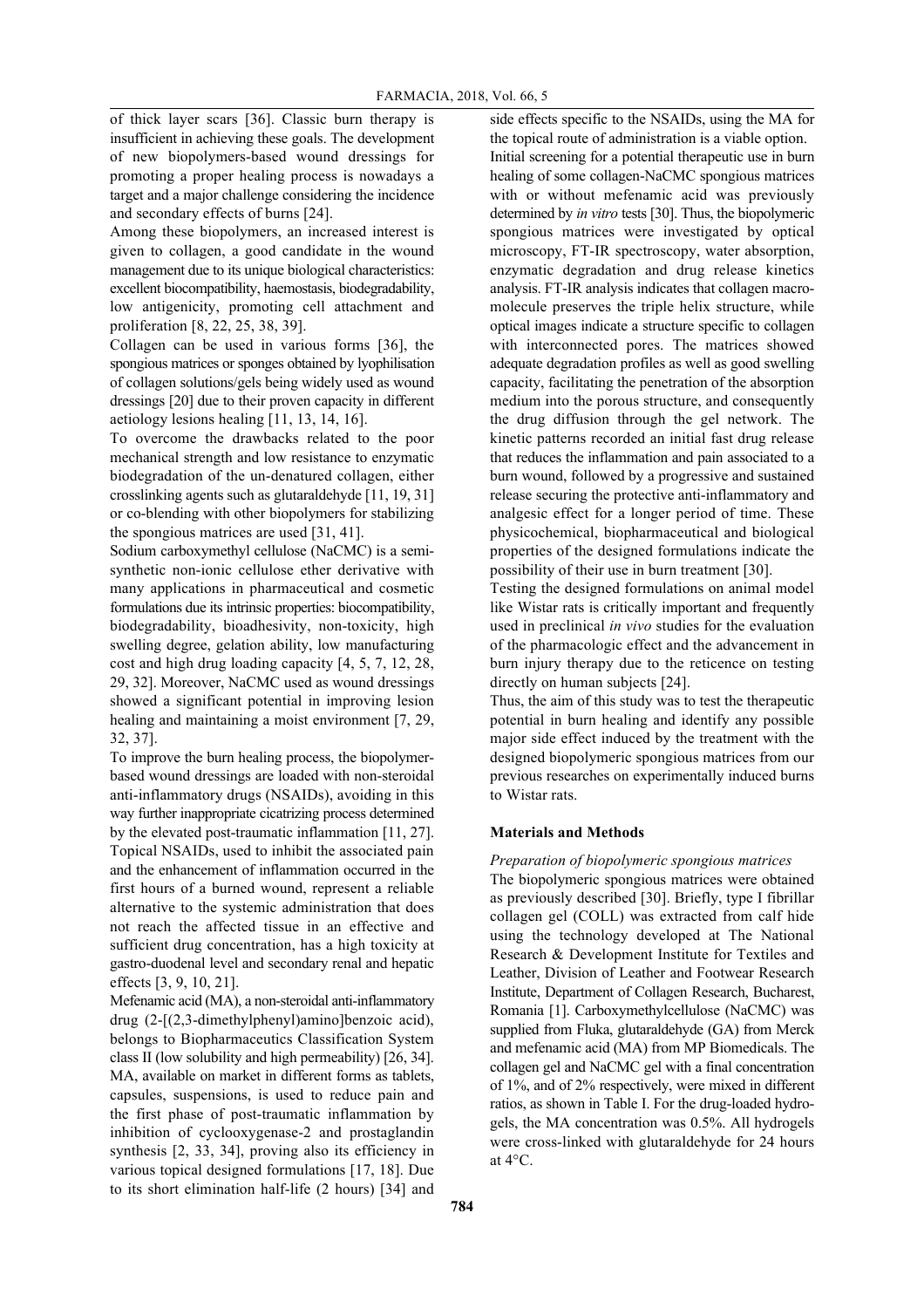of thick layer scars [36]. Classic burn therapy is insufficient in achieving these goals. The development of new biopolymers-based wound dressings for promoting a proper healing process is nowadays a target and a major challenge considering the incidence and secondary effects of burns [24].

Among these biopolymers, an increased interest is given to collagen, a good candidate in the wound management due to its unique biological characteristics: excellent biocompatibility, haemostasis, biodegradability, low antigenicity, promoting cell attachment and proliferation [8, 22, 25, 38, 39].

Collagen can be used in various forms [36], the spongious matrices or sponges obtained by lyophilisation of collagen solutions/gels being widely used as wound dressings [20] due to their proven capacity in different aetiology lesions healing [11, 13, 14, 16].

To overcome the drawbacks related to the poor mechanical strength and low resistance to enzymatic biodegradation of the un-denatured collagen, either crosslinking agents such as glutaraldehyde [11, 19, 31] or co-blending with other biopolymers for stabilizing the spongious matrices are used [31, 41].

Sodium carboxymethyl cellulose (NaCMC) is a semi-synthetic non-ionic cellulose ether derivative with many applications in pharmaceutical and cosmetic formulations due its intrinsic properties: biocompatibility, biodegradability, bioadhesivity, non-toxicity, high swelling degree, gelation ability, low manufacturing cost and high drug loading capacity [4, 5, 7, 12, 28, 29, 32]. Moreover, NaCMC used as wound dressings showed a significant potential in improving lesion healing and maintaining a moist environment [7, 29, 32, 37].

To improve the burn healing process, the biopolymer-based wound dressings are loaded with non-steroidal anti-inflammatory drugs (NSAIDs), avoiding in this way further inappropriate cicatrizing process determined by the elevated post-traumatic inflammation [11, 27]. Topical NSAIDs, used to inhibit the associated pain and the enhancement of inflammation occurred in the first hours of a burned wound, represent a reliable alternative to the systemic administration that does not reach the affected tissue in an effective and sufficient drug concentration, has a high toxicity at gastro-duodenal level and secondary renal and hepatic effects [3, 9, 10, 21].

Mefenamic acid (MA), a non-steroidal anti-inflammatory drug (2-[(2,3-dimethylphenyl)amino]benzoic acid), belongs to Biopharmaceutics Classification System class II (low solubility and high permeability) [26, 34]. MA, available on market in different forms as tablets, capsules, suspensions, is used to reduce pain and the first phase of post-traumatic inflammation by inhibition of cyclooxygenase-2 and prostaglandin synthesis [2, 33, 34], proving also its efficiency in various topical designed formulations [17, 18]. Due to its short elimination half-life (2 hours) [34] and side effects specific to the NSAIDs, using the MA for the topical route of administration is a viable option.

Initial screening for a potential therapeutic use in burn healing of some collagen-NaCMC spongious matrices with or without mefenamic acid was previously determined by *in vitro* tests [30]. Thus, the biopolymeric spongious matrices were investigated by optical microscopy, FT-IR spectroscopy, water absorption, enzymatic degradation and drug release kinetics analysis. FT-IR analysis indicates that collagen macromolecule preserves the triple helix structure, while optical images indicate a structure specific to collagen with interconnected pores. The matrices showed adequate degradation profiles as well as good swelling capacity, facilitating the penetration of the absorption medium into the porous structure, and consequently the drug diffusion through the gel network. The kinetic patterns recorded an initial fast drug release that reduces the inflammation and pain associated to a burn wound, followed by a progressive and sustained release securing the protective anti-inflammatory and analgesic effect for a longer period of time. These physicochemical, biopharmaceutical and biological properties of the designed formulations indicate the possibility of their use in burn treatment [30].

Testing the designed formulations on animal model like Wistar rats is critically important and frequently used in preclinical *in vivo* studies for the evaluation of the pharmacologic effect and the advancement in burn injury therapy due to the reticence on testing directly on human subjects [24].

Thus, the aim of this study was to test the therapeutic potential in burn healing and identify any possible major side effect induced by the treatment with the designed biopolymeric spongious matrices from our previous researches on experimentally induced burns to Wistar rats.

## Materials and Methods

*Preparation of biopolymeric spongious matrices*

The biopolymeric spongious matrices were obtained as previously described [30]. Briefly, type I fibrillar collagen gel (COLL) was extracted from calf hide using the technology developed at The National Research & Development Institute for Textiles and Leather, Division of Leather and Footwear Research Institute, Department of Collagen Research, Bucharest, Romania [1]. Carboxymethylcellulose (NaCMC) was supplied from Fluka, glutaraldehyde (GA) from Merck and mefenamic acid (MA) from MP Biomedicals. The collagen gel and NaCMC gel with a final concentration of 1%, and of 2% respectively, were mixed in different ratios, as shown in Table I. For the drug-loaded hydrogels, the MA concentration was 0.5%. All hydrogels were cross-linked with glutaraldehyde for 24 hours at 4°C.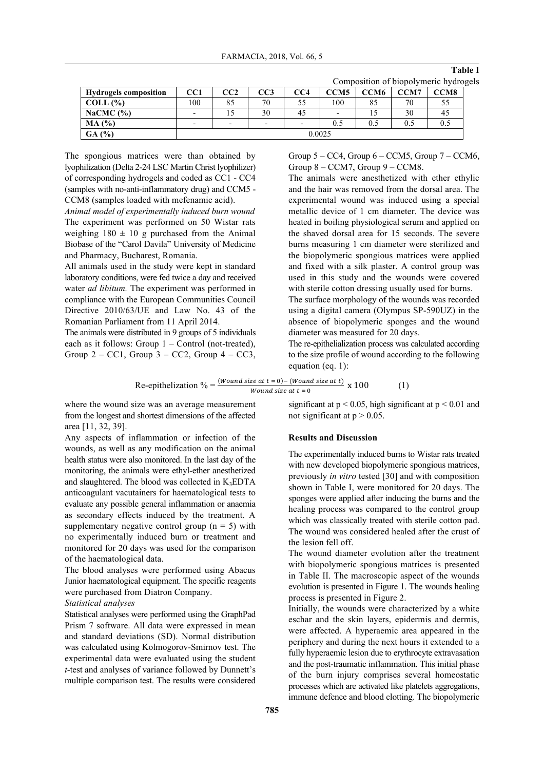**Table I**

Composition of biopolymeric hydrogels

| Hydrogels composition | CC1 | CC2 | CC3 | CC4 | CCM5 | CCM6 | CCM7 | CCM8 |
|---|---|---|---|---|---|---|---|---|
| **COLL (%)** | 100 | 85 | 70 | 55 | 100 | 85 | 70 | 55 |
| **NaCMC (%)** | - | 15 | 30 | 45 | - | 15 | 30 | 45 |
| **MA (%)** | - | - | - | - | 0.5 | 0.5 | 0.5 | 0.5 |
| **GA (%)** | 0.0025 | | | | | | | |

The spongious matrices were than obtained by lyophilization (Delta 2-24 LSC Martin Christ lyophilizer) of corresponding hydrogels and coded as CC1 - CC4 (samples with no-anti-inflammatory drug) and CCM5 - CCM8 (samples loaded with mefenamic acid).

*Animal model of experimentally induced burn wound*

The experiment was performed on 50 Wistar rats weighing 180 ± 10 g purchased from the Animal Biobase of the "Carol Davila" University of Medicine and Pharmacy, Bucharest, Romania.

All animals used in the study were kept in standard laboratory conditions, were fed twice a day and received water *ad libitum.* The experiment was performed in compliance with the European Communities Council Directive 2010/63/UE and Law No. 43 of the Romanian Parliament from 11 April 2014.

The animals were distributed in 9 groups of 5 individuals each as it follows: Group 1 – Control (not-treated), Group 2 – CC1, Group 3 – CC2, Group 4 – CC3, Group 5 – CC4, Group 6 – CCM5, Group 7 – CCM6, Group 8 – CCM7, Group 9 – CCM8.

The animals were anesthetized with ether ethylic and the hair was removed from the dorsal area. The experimental wound was induced using a special metallic device of 1 cm diameter. The device was heated in boiling physiological serum and applied on the shaved dorsal area for 15 seconds. The severe burns measuring 1 cm diameter were sterilized and the biopolymeric spongious matrices were applied and fixed with a silk plaster. A control group was used in this study and the wounds were covered with sterile cotton dressing usually used for burns.

The surface morphology of the wounds was recorded using a digital camera (Olympus SP-590UZ) in the absence of biopolymeric sponges and the wound diameter was measured for 20 days.

The re-epithelialization process was calculated according to the size profile of wound according to the following equation (eq. 1):

$$\text{Re-epithelization } \% = \frac{(Wound\ size\ at\ t=0) - (Wound\ size\ at\ t)}{Wound\ size\ at\ t=0} \times 100 \qquad (1)$$

where the wound size was an average measurement from the longest and shortest dimensions of the affected area [11, 32, 39].

Any aspects of inflammation or infection of the wounds, as well as any modification on the animal health status were also monitored. In the last day of the monitoring, the animals were ethyl-ether anesthetized and slaughtered. The blood was collected in $K_3EDTA$ anticoagulant vacutainers for haematological tests to evaluate any possible general inflammation or anaemia as secondary effects induced by the treatment. A supplementary negative control group ($n = 5$) with no experimentally induced burn or treatment and monitored for 20 days was used for the comparison of the haematological data.

The blood analyses were performed using Abacus Junior haematological equipment. The specific reagents were purchased from Diatron Company.

*Statistical analyses*

Statistical analyses were performed using the GraphPad Prism 7 software. All data were expressed in mean and standard deviations (SD). Normal distribution was calculated using Kolmogorov-Smirnov test. The experimental data were evaluated using the student *t*-test and analyses of variance followed by Dunnett's multiple comparison test. The results were considered significant at $p < 0.05$, high significant at $p < 0.01$ and not significant at $p > 0.05$.

## Results and Discussion

The experimentally induced burns to Wistar rats treated with new developed biopolymeric spongious matrices, previously *in vitro* tested [30] and with composition shown in Table I, were monitored for 20 days. The sponges were applied after inducing the burns and the healing process was compared to the control group which was classically treated with sterile cotton pad. The wound was considered healed after the crust of the lesion fell off.

The wound diameter evolution after the treatment with biopolymeric spongious matrices is presented in Table II. The macroscopic aspect of the wounds evolution is presented in Figure 1. The wounds healing process is presented in Figure 2.

Initially, the wounds were characterized by a white eschar and the skin layers, epidermis and dermis, were affected. A hyperaemic area appeared in the periphery and during the next hours it extended to a fully hyperaemic lesion due to erythrocyte extravasation and the post-traumatic inflammation. This initial phase of the burn injury comprises several homeostatic processes which are activated like platelets aggregations, immune defence and blood clotting. The biopolymeric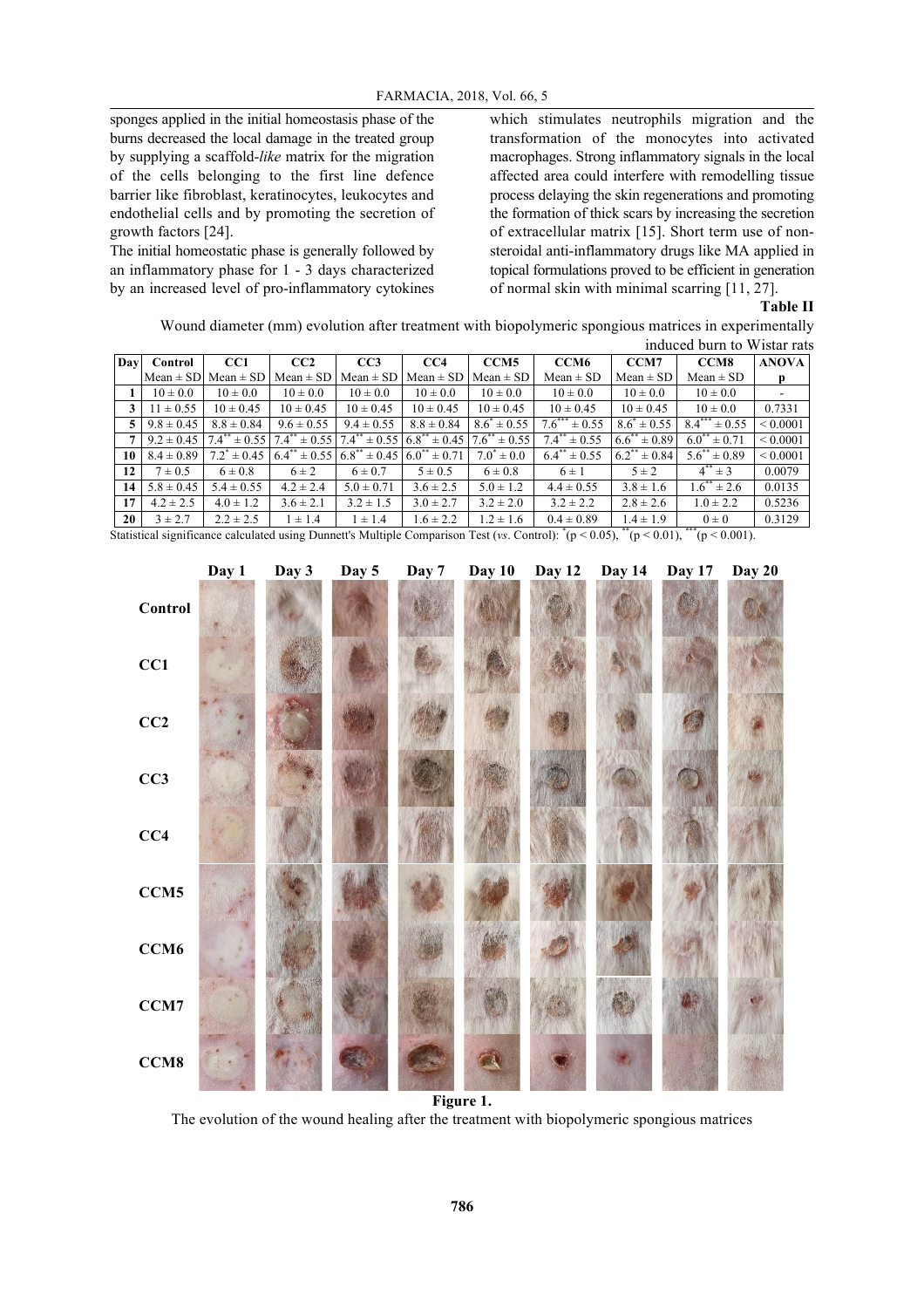sponges applied in the initial homeostasis phase of the burns decreased the local damage in the treated group by supplying a scaffold-*like* matrix for the migration of the cells belonging to the first line defence barrier like fibroblast, keratinocytes, leukocytes and endothelial cells and by promoting the secretion of growth factors [24].

The initial homeostatic phase is generally followed by an inflammatory phase for 1 - 3 days characterized by an increased level of pro-inflammatory cytokines which stimulates neutrophils migration and the transformation of the monocytes into activated macrophages. Strong inflammatory signals in the local affected area could interfere with remodelling tissue process delaying the skin regenerations and promoting the formation of thick scars by increasing the secretion of extracellular matrix [15]. Short term use of non-steroidal anti-inflammatory drugs like MA applied in topical formulations proved to be efficient in generation of normal skin with minimal scarring [11, 27].

**Table II**

Wound diameter (mm) evolution after treatment with biopolymeric spongious matrices in experimentally induced burn to Wistar rats

| Day | Control | CC1 | CC2 | CC3 | CC4 | CCM5 | CCM6 | CCM7 | CCM8 | ANOVA |
|---|---|---|---|---|---|---|---|---|---|---|
| | Mean ± SD | Mean ± SD | Mean ± SD | Mean ± SD | Mean ± SD | Mean ± SD | Mean ± SD | Mean ± SD | Mean ± SD | p |
| **1** | 10 ± 0.0 | 10 ± 0.0 | 10 ± 0.0 | 10 ± 0.0 | 10 ± 0.0 | 10 ± 0.0 | 10 ± 0.0 | 10 ± 0.0 | 10 ± 0.0 | - |
| **3** | 11 ± 0.55 | 10 ± 0.45 | 10 ± 0.45 | 10 ± 0.45 | 10 ± 0.45 | 10 ± 0.45 | 10 ± 0.45 | 10 ± 0.45 | 10 ± 0.0 | 0.7331 |
| **5** | 9.8 ± 0.45 | 8.8 ± 0.84 | 9.6 ± 0.55 | 9.4 ± 0.55 | 8.8 ± 0.84 | $8.6^{*}$ ± 0.55 | $7.6^{***}$ ± 0.55 | $8.6^{*}$ ± 0.55 | $8.4^{***}$ ± 0.55 | < 0.0001 |
| **7** | 9.2 ± 0.45 | $7.4^{**}$ ± 0.55 | $7.4^{**}$ ± 0.55 | $7.4^{**}$ ± 0.55 | $6.8^{**}$ ± 0.45 | $7.6^{**}$ ± 0.55 | $7.4^{**}$ ± 0.55 | $6.6^{**}$ ± 0.89 | $6.0^{**}$ ± 0.71 | < 0.0001 |
| **10** | 8.4 ± 0.89 | $7.2^{*}$ ± 0.45 | $6.4^{**}$ ± 0.55 | $6.8^{**}$ ± 0.45 | $6.0^{**}$ ± 0.71 | $7.0^{*}$ ± 0.0 | $6.4^{**}$ ± 0.55 | $6.2^{**}$ ± 0.84 | $5.6^{**}$ ± 0.89 | < 0.0001 |
| **12** | 7 ± 0.5 | 6 ± 0.8 | 6 ± 2 | 6 ± 0.7 | 5 ± 0.5 | 6 ± 0.8 | 6 ± 1 | 5 ± 2 | $4^{**}$ ± 3 | 0.0079 |
| **14** | 5.8 ± 0.45 | 5.4 ± 0.55 | 4.2 ± 2.4 | 5.0 ± 0.71 | 3.6 ± 2.5 | 5.0 ± 1.2 | 4.4 ± 0.55 | 3.8 ± 1.6 | $1.6^{**}$ ± 2.6 | 0.0135 |
| **17** | 4.2 ± 2.5 | 4.0 ± 1.2 | 3.6 ± 2.1 | 3.2 ± 1.5 | 3.0 ± 2.7 | 3.2 ± 2.0 | 3.2 ± 2.2 | 2.8 ± 2.6 | 1.0 ± 2.2 | 0.5236 |
| **20** | 3 ± 2.7 | 2.2 ± 2.5 | 1 ± 1.4 | 1 ± 1.4 | 1.6 ± 2.2 | 1.2 ± 1.6 | 0.4 ± 0.89 | 1.4 ± 1.9 | 0 ± 0 | 0.3129 |

Statistical significance calculated using Dunnett's Multiple Comparison Test (*vs*. Control): $^{*}(p < 0.05)$, $^{**}(p < 0.01)$, $^{***}(p < 0.001)$.

**Figure 1.**

The evolution of the wound healing after the treatment with biopolymeric spongious matrices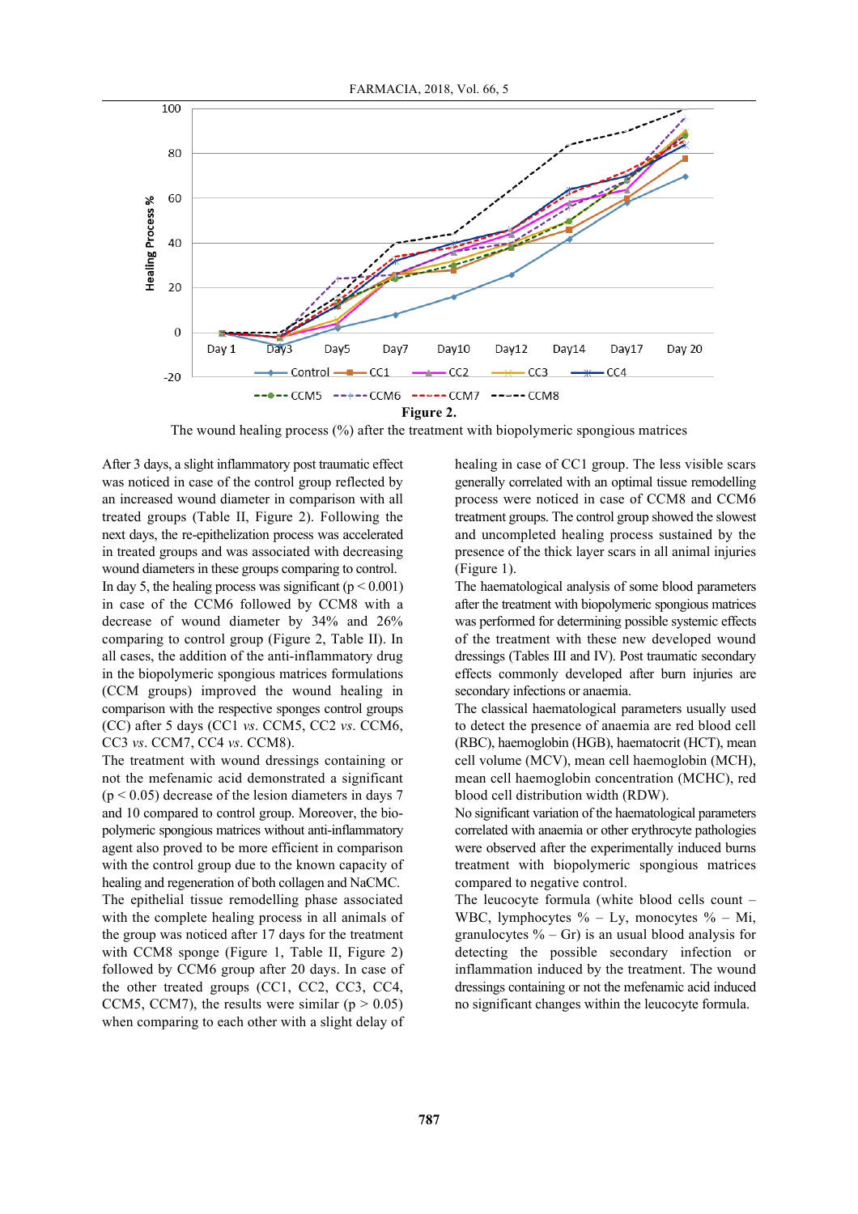**Figure 2.**

The wound healing process (%) after the treatment with biopolymeric spongious matrices

After 3 days, a slight inflammatory post traumatic effect was noticed in case of the control group reflected by an increased wound diameter in comparison with all treated groups (Table II, Figure 2). Following the next days, the re-epithelization process was accelerated in treated groups and was associated with decreasing wound diameters in these groups comparing to control.

In day 5, the healing process was significant ($p < 0.001$) in case of the CCM6 followed by CCM8 with a decrease of wound diameter by 34% and 26% comparing to control group (Figure 2, Table II). In all cases, the addition of the anti-inflammatory drug in the biopolymeric spongious matrices formulations (CCM groups) improved the wound healing in comparison with the respective sponges control groups (CC) after 5 days (CC1 *vs*. CCM5, CC2 *vs*. CCM6, CC3 *vs*. CCM7, CC4 *vs*. CCM8).

The treatment with wound dressings containing or not the mefenamic acid demonstrated a significant ($p < 0.05$) decrease of the lesion diameters in days 7 and 10 compared to control group. Moreover, the biopolymeric spongious matrices without anti-inflammatory agent also proved to be more efficient in comparison with the control group due to the known capacity of healing and regeneration of both collagen and NaCMC.

The epithelial tissue remodelling phase associated with the complete healing process in all animals of the group was noticed after 17 days for the treatment with CCM8 sponge (Figure 1, Table II, Figure 2) followed by CCM6 group after 20 days. In case of the other treated groups (CC1, CC2, CC3, CC4, CCM5, CCM7), the results were similar ($p > 0.05$) when comparing to each other with a slight delay of healing in case of CC1 group. The less visible scars generally correlated with an optimal tissue remodelling process were noticed in case of CCM8 and CCM6 treatment groups. The control group showed the slowest and uncompleted healing process sustained by the presence of the thick layer scars in all animal injuries (Figure 1).

The haematological analysis of some blood parameters after the treatment with biopolymeric spongious matrices was performed for determining possible systemic effects of the treatment with these new developed wound dressings (Tables III and IV). Post traumatic secondary effects commonly developed after burn injuries are secondary infections or anaemia.

The classical haematological parameters usually used to detect the presence of anaemia are red blood cell (RBC), haemoglobin (HGB), haematocrit (HCT), mean cell volume (MCV), mean cell haemoglobin (MCH), mean cell haemoglobin concentration (MCHC), red blood cell distribution width (RDW).

No significant variation of the haematological parameters correlated with anaemia or other erythrocyte pathologies were observed after the experimentally induced burns treatment with biopolymeric spongious matrices compared to negative control.

The leucocyte formula (white blood cells count – WBC, lymphocytes % – Ly, monocytes % – Mi, granulocytes % – Gr) is an usual blood analysis for detecting the possible secondary infection or inflammation induced by the treatment. The wound dressings containing or not the mefenamic acid induced no significant changes within the leucocyte formula.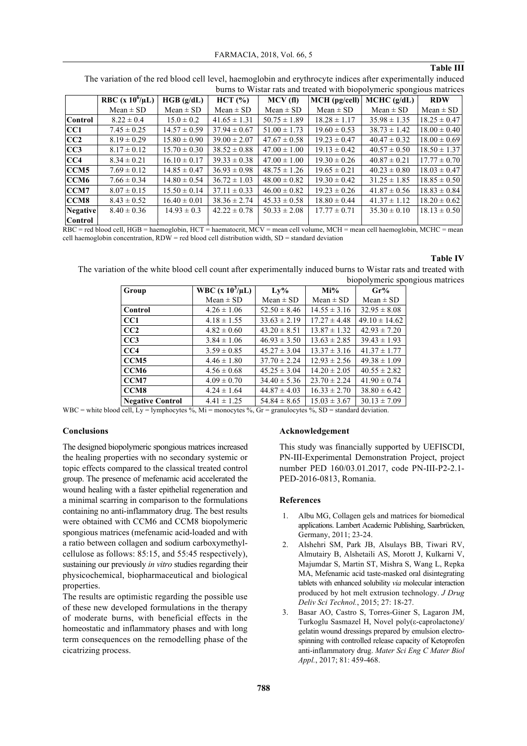**Table III**

The variation of the red blood cell level, haemoglobin and erythrocyte indices after experimentally induced burns to Wistar rats and treated with biopolymeric spongious matrices

| | RBC (x $10^6$/μL) | HGB (g/dL) | HCT (%) | MCV (fl) | MCH (pg/cell) | MCHC (g/dL) | RDW |
|---|---|---|---|---|---|---|---|
| | Mean ± SD | Mean ± SD | Mean ± SD | Mean ± SD | Mean ± SD | Mean ± SD | Mean ± SD |
| **Control** | 8.22 ± 0.4 | 15.0 ± 0.2 | 41.65 ± 1.31 | 50.75 ± 1.89 | 18.28 ± 1.17 | 35.98 ± 1.35 | 18.25 ± 0.47 |
| **CC1** | 7.45 ± 0.25 | 14.57 ± 0.59 | 37.94 ± 0.67 | 51.00 ± 1.73 | 19.60 ± 0.53 | 38.73 ± 1.42 | 18.00 ± 0.40 |
| **CC2** | 8.19 ± 0.29 | 15.80 ± 0.90 | 39.00 ± 2.07 | 47.67 ± 0.58 | 19.23 ± 0.47 | 40.47 ± 0.32 | 18.00 ± 0.69 |
| **CC3** | 8.17 ± 0.12 | 15.70 ± 0.30 | 38.52 ± 0.88 | 47.00 ± 1.00 | 19.13 ± 0.42 | 40.57 ± 0.50 | 18.50 ± 1.37 |
| **CC4** | 8.34 ± 0.21 | 16.10 ± 0.17 | 39.33 ± 0.38 | 47.00 ± 1.00 | 19.30 ± 0.26 | 40.87 ± 0.21 | 17.77 ± 0.70 |
| **CCM5** | 7.69 ± 0.12 | 14.85 ± 0.47 | 36.93 ± 0.98 | 48.75 ± 1.26 | 19.65 ± 0.21 | 40.23 ± 0.80 | 18.03 ± 0.47 |
| **CCM6** | 7.66 ± 0.34 | 14.80 ± 0.54 | 36.72 ± 1.03 | 48.00 ± 0.82 | 19.30 ± 0.42 | 31.25 ± 1.85 | 18.85 ± 0.50 |
| **CCM7** | 8.07 ± 0.15 | 15.50 ± 0.14 | 37.11 ± 0.33 | 46.00 ± 0.82 | 19.23 ± 0.26 | 41.87 ± 0.56 | 18.83 ± 0.84 |
| **CCM8** | 8.43 ± 0.52 | 16.40 ± 0.01 | 38.36 ± 2.74 | 45.33 ± 0.58 | 18.80 ± 0.44 | 41.37 ± 1.12 | 18.20 ± 0.62 |
| **Negative Control** | 8.40 ± 0.36 | 14.93 ± 0.3 | 42.22 ± 0.78 | 50.33 ± 2.08 | 17.77 ± 0.71 | 35.30 ± 0.10 | 18.13 ± 0.50 |

RBC = red blood cell, HGB = haemoglobin, HCT = haematocrit, MCV = mean cell volume, MCH = mean cell haemoglobin, MCHC = mean cell haemoglobin concentration, RDW = red blood cell distribution width, SD = standard deviation

**Table IV**

The variation of the white blood cell count after experimentally induced burns to Wistar rats and treated with biopolymeric spongious matrices

| Group | WBC (x $10^3$/μL) | Ly% | Mi% | Gr% |
|---|---|---|---|---|
| | Mean ± SD | Mean ± SD | Mean ± SD | Mean ± SD |
| **Control** | 4.26 ± 1.06 | 52.50 ± 8.46 | 14.55 ± 3.16 | 32.95 ± 8.08 |
| **CC1** | 4.18 ± 1.55 | 33.63 ± 2.19 | 17.27 ± 4.48 | 49.10 ± 14.62 |
| **CC2** | 4.82 ± 0.60 | 43.20 ± 8.51 | 13.87 ± 1.32 | 42.93 ± 7.20 |
| **CC3** | 3.84 ± 1.06 | 46.93 ± 3.50 | 13.63 ± 2.85 | 39.43 ± 1.93 |
| **CC4** | 3.59 ± 0.85 | 45.27 ± 3.04 | 13.37 ± 3.16 | 41.37 ± 1.77 |
| **CCM5** | 4.46 ± 1.80 | 37.70 ± 2.24 | 12.93 ± 2.56 | 49.38 ± 1.09 |
| **CCM6** | 4.56 ± 0.68 | 45.25 ± 3.04 | 14.20 ± 2.05 | 40.55 ± 2.82 |
| **CCM7** | 4.09 ± 0.70 | 34.40 ± 5.36 | 23.70 ± 2.24 | 41.90 ± 0.74 |
| **CCM8** | 4.24 ± 1.64 | 44.87 ± 4.03 | 16.33 ± 2.70 | 38.80 ± 6.42 |
| **Negative Control** | 4.41 ± 1.25 | 54.84 ± 8.65 | 15.03 ± 3.67 | 30.13 ± 7.09 |

WBC = white blood cell, Ly = lymphocytes %, Mi = monocytes %, Gr = granulocytes %, SD = standard deviation.

## Conclusions

The designed biopolymeric spongious matrices increased the healing properties with no secondary systemic or topic effects compared to the classical treated control group. The presence of mefenamic acid accelerated the wound healing with a faster epithelial regeneration and a minimal scarring in comparison to the formulations containing no anti-inflammatory drug. The best results were obtained with CCM6 and CCM8 biopolymeric spongious matrices (mefenamic acid-loaded and with a ratio between collagen and sodium carboxymethylcellulose as follows: 85:15, and 55:45 respectively), sustaining our previously *in vitro* studies regarding their physicochemical, biopharmaceutical and biological properties.

The results are optimistic regarding the possible use of these new developed formulations in the therapy of moderate burns, with beneficial effects in the homeostatic and inflammatory phases and with long term consequences on the remodelling phase of the cicatrizing process.

## Acknowledgement

This study was financially supported by UEFISCDI, PN-III-Experimental Demonstration Project, project number PED 160/03.01.2017, code PN-III-P2-2.1-PED-2016-0813, Romania.

## References

1. Albu MG, Collagen gels and matrices for biomedical applications. Lambert Academic Publishing, Saarbrücken, Germany, 2011; 23-24.
2. Alshehri SM, Park JB, Alsulays BB, Tiwari RV, Almutairy B, Alshetaili AS, Morott J, Kulkarni V, Majumdar S, Martin ST, Mishra S, Wang L, Repka MA, Mefenamic acid taste-masked oral disintegrating tablets with enhanced solubility *via* molecular interaction produced by hot melt extrusion technology. *J Drug Deliv Sci Technol.*, 2015; 27: 18-27.
3. Basar AO, Castro S, Torres-Giner S, Lagaron JM, Turkoglu Sasmazel H, Novel poly(ε-caprolactone)/gelatin wound dressings prepared by emulsion electrospinning with controlled release capacity of Ketoprofen anti-inflammatory drug. *Mater Sci Eng C Mater Biol Appl.*, 2017; 81: 459-468.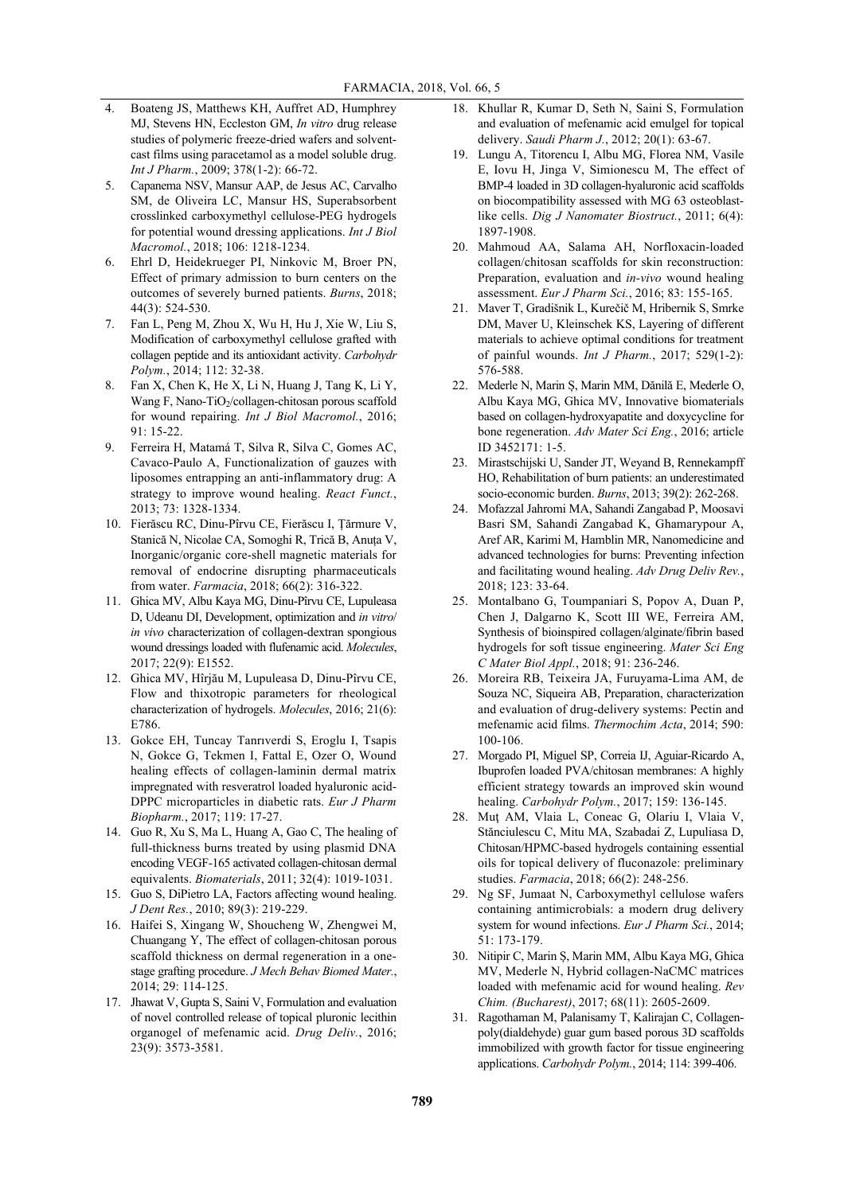4. Boateng JS, Matthews KH, Auffret AD, Humphrey MJ, Stevens HN, Eccleston GM, *In vitro* drug release studies of polymeric freeze-dried wafers and solvent-cast films using paracetamol as a model soluble drug. *Int J Pharm.*, 2009; 378(1-2): 66-72.
5. Capanema NSV, Mansur AAP, de Jesus AC, Carvalho SM, de Oliveira LC, Mansur HS, Superabsorbent crosslinked carboxymethyl cellulose-PEG hydrogels for potential wound dressing applications. *Int J Biol Macromol.*, 2018; 106: 1218-1234.
6. Ehrl D, Heidekrueger PI, Ninkovic M, Broer PN, Effect of primary admission to burn centers on the outcomes of severely burned patients. *Burns*, 2018; 44(3): 524-530.
7. Fan L, Peng M, Zhou X, Wu H, Hu J, Xie W, Liu S, Modification of carboxymethyl cellulose grafted with collagen peptide and its antioxidant activity. *Carbohydr Polym.*, 2014; 112: 32-38.
8. Fan X, Chen K, He X, Li N, Huang J, Tang K, Li Y, Wang F, Nano-$TiO_2$/collagen-chitosan porous scaffold for wound repairing. *Int J Biol Macromol.*, 2016; 91: 15-22.
9. Ferreira H, Matamá T, Silva R, Silva C, Gomes AC, Cavaco-Paulo A, Functionalization of gauzes with liposomes entrapping an anti-inflammatory drug: A strategy to improve wound healing. *React Funct.*, 2013; 73: 1328-1334.
10. Fierăscu RC, Dinu-Pîrvu CE, Fierăscu I, Țărmure V, Stanică N, Nicolae CA, Somoghi R, Trică B, Anuța V, Inorganic/organic core-shell magnetic materials for removal of endocrine disrupting pharmaceuticals from water. *Farmacia*, 2018; 66(2): 316-322.
11. Ghica MV, Albu Kaya MG, Dinu-Pîrvu CE, Lupuleasa D, Udeanu DI, Development, optimization and *in vitro*/*in vivo* characterization of collagen-dextran spongious wound dressings loaded with flufenamic acid. *Molecules*, 2017; 22(9): E1552.
12. Ghica MV, Hîrjău M, Lupuleasa D, Dinu-Pîrvu CE, Flow and thixotropic parameters for rheological characterization of hydrogels. *Molecules*, 2016; 21(6): E786.
13. Gokce EH, Tuncay Tanrıverdi S, Eroglu I, Tsapis N, Gokce G, Tekmen I, Fattal E, Ozer O, Wound healing effects of collagen-laminin dermal matrix impregnated with resveratrol loaded hyaluronic acid-DPPC microparticles in diabetic rats. *Eur J Pharm Biopharm.*, 2017; 119: 17-27.
14. Guo R, Xu S, Ma L, Huang A, Gao C, The healing of full-thickness burns treated by using plasmid DNA encoding VEGF-165 activated collagen-chitosan dermal equivalents. *Biomaterials*, 2011; 32(4): 1019-1031.
15. Guo S, DiPietro LA, Factors affecting wound healing. *J Dent Res.*, 2010; 89(3): 219-229.
16. Haifei S, Xingang W, Shoucheng W, Zhengwei M, Chuangang Y, The effect of collagen-chitosan porous scaffold thickness on dermal regeneration in a one-stage grafting procedure. *J Mech Behav Biomed Mater.*, 2014; 29: 114-125.
17. Jhawat V, Gupta S, Saini V, Formulation and evaluation of novel controlled release of topical pluronic lecithin organogel of mefenamic acid. *Drug Deliv.*, 2016; 23(9): 3573-3581.
18. Khullar R, Kumar D, Seth N, Saini S, Formulation and evaluation of mefenamic acid emulgel for topical delivery. *Saudi Pharm J.*, 2012; 20(1): 63-67.
19. Lungu A, Titorencu I, Albu MG, Florea NM, Vasile E, Iovu H, Jinga V, Simionescu M, The effect of BMP-4 loaded in 3D collagen-hyaluronic acid scaffolds on biocompatibility assessed with MG 63 osteoblast-like cells. *Dig J Nanomater Biostruct.*, 2011; 6(4): 1897-1908.
20. Mahmoud AA, Salama AH, Norfloxacin-loaded collagen/chitosan scaffolds for skin reconstruction: Preparation, evaluation and *in-vivo* wound healing assessment. *Eur J Pharm Sci.*, 2016; 83: 155-165.
21. Maver T, Gradišnik L, Kurečič M, Hribernik S, Smrke DM, Maver U, Kleinschek KS, Layering of different materials to achieve optimal conditions for treatment of painful wounds. *Int J Pharm.*, 2017; 529(1-2): 576-588.
22. Mederle N, Marin Ș, Marin MM, Dănilă E, Mederle O, Albu Kaya MG, Ghica MV, Innovative biomaterials based on collagen-hydroxyapatite and doxycycline for bone regeneration. *Adv Mater Sci Eng.*, 2016; article ID 3452171: 1-5.
23. Mirastschijski U, Sander JT, Weyand B, Rennekampff HO, Rehabilitation of burn patients: an underestimated socio-economic burden. *Burns*, 2013; 39(2): 262-268.
24. Mofazzal Jahromi MA, Sahandi Zangabad P, Moosavi Basri SM, Sahandi Zangabad K, Ghamarypour A, Aref AR, Karimi M, Hamblin MR, Nanomedicine and advanced technologies for burns: Preventing infection and facilitating wound healing. *Adv Drug Deliv Rev.*, 2018; 123: 33-64.
25. Montalbano G, Toumpaniari S, Popov A, Duan P, Chen J, Dalgarno K, Scott III WE, Ferreira AM, Synthesis of bioinspired collagen/alginate/fibrin based hydrogels for soft tissue engineering. *Mater Sci Eng C Mater Biol Appl.*, 2018; 91: 236-246.
26. Moreira RB, Teixeira JA, Furuyama-Lima AM, de Souza NC, Siqueira AB, Preparation, characterization and evaluation of drug-delivery systems: Pectin and mefenamic acid films. *Thermochim Acta*, 2014; 590: 100-106.
27. Morgado PI, Miguel SP, Correia IJ, Aguiar-Ricardo A, Ibuprofen loaded PVA/chitosan membranes: A highly efficient strategy towards an improved skin wound healing. *Carbohydr Polym.*, 2017; 159: 136-145.
28. Muţ AM, Vlaia L, Coneac G, Olariu I, Vlaia V, Stănciulescu C, Mitu MA, Szabadai Z, Lupuliasa D, Chitosan/HPMC-based hydrogels containing essential oils for topical delivery of fluconazole: preliminary studies. *Farmacia*, 2018; 66(2): 248-256.
29. Ng SF, Jumaat N, Carboxymethyl cellulose wafers containing antimicrobials: a modern drug delivery system for wound infections. *Eur J Pharm Sci.*, 2014; 51: 173-179.
30. Nitipir C, Marin Ș, Marin MM, Albu Kaya MG, Ghica MV, Mederle N, Hybrid collagen-NaCMC matrices loaded with mefenamic acid for wound healing. *Rev Chim. (Bucharest)*, 2017; 68(11): 2605-2609.
31. Ragothaman M, Palanisamy T, Kalirajan C, Collagen-poly(dialdehyde) guar gum based porous 3D scaffolds immobilized with growth factor for tissue engineering applications. *Carbohydr Polym.*, 2014; 114: 399-406.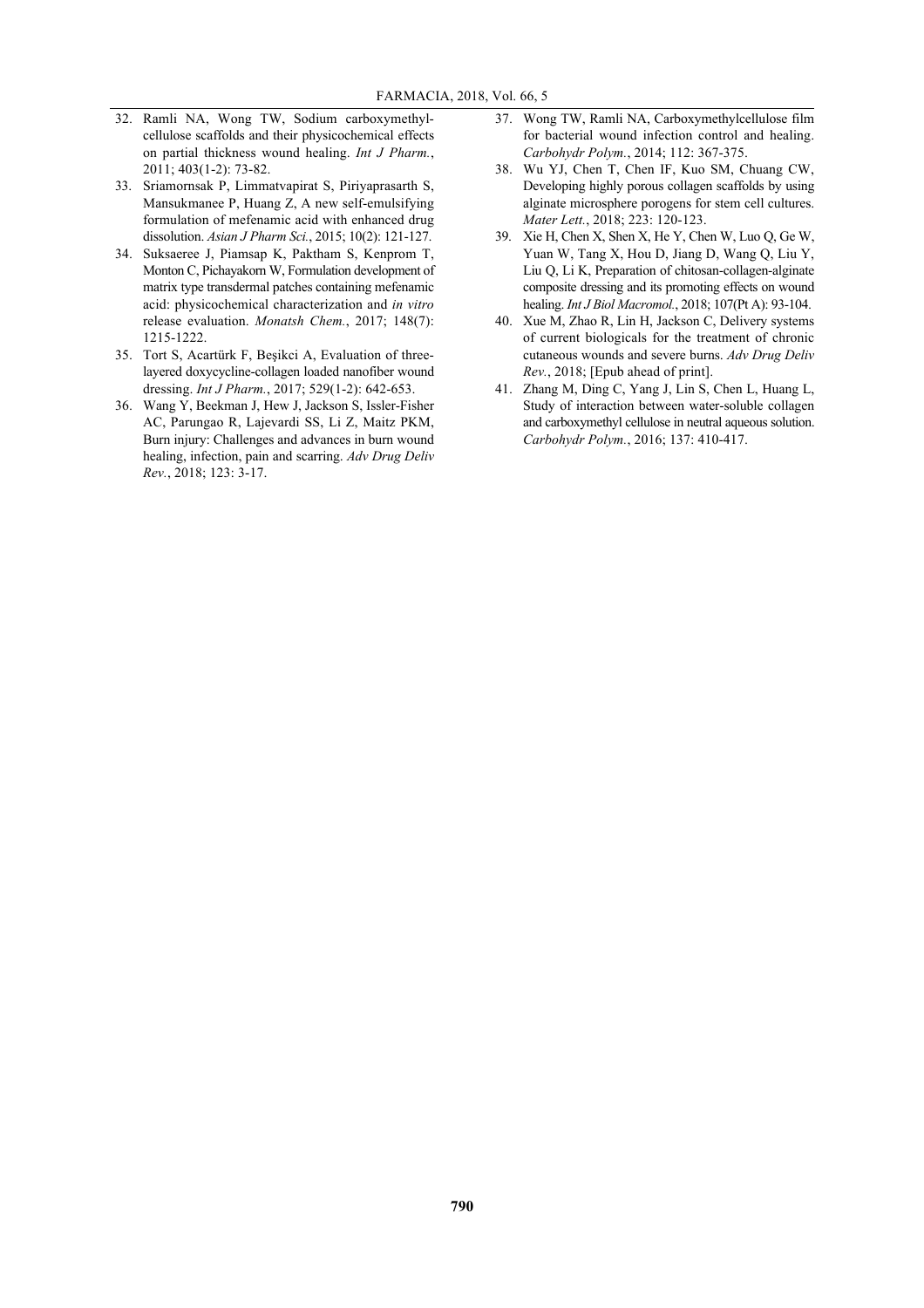32. Ramli NA, Wong TW, Sodium carboxymethylcellulose scaffolds and their physicochemical effects on partial thickness wound healing. *Int J Pharm.*, 2011; 403(1-2): 73-82.
33. Sriamornsak P, Limmatvapirat S, Piriyaprasarth S, Mansukmanee P, Huang Z, A new self-emulsifying formulation of mefenamic acid with enhanced drug dissolution. *Asian J Pharm Sci.*, 2015; 10(2): 121-127.
34. Suksaeree J, Piamsap K, Paktham S, Kenprom T, Monton C, Pichayakorn W, Formulation development of matrix type transdermal patches containing mefenamic acid: physicochemical characterization and *in vitro* release evaluation. *Monatsh Chem.*, 2017; 148(7): 1215-1222.
35. Tort S, Acartürk F, Beşikci A, Evaluation of three-layered doxycycline-collagen loaded nanofiber wound dressing. *Int J Pharm.*, 2017; 529(1-2): 642-653.
36. Wang Y, Beekman J, Hew J, Jackson S, Issler-Fisher AC, Parungao R, Lajevardi SS, Li Z, Maitz PKM, Burn injury: Challenges and advances in burn wound healing, infection, pain and scarring. *Adv Drug Deliv Rev.*, 2018; 123: 3-17.
37. Wong TW, Ramli NA, Carboxymethylcellulose film for bacterial wound infection control and healing. *Carbohydr Polym.*, 2014; 112: 367-375.
38. Wu YJ, Chen T, Chen IF, Kuo SM, Chuang CW, Developing highly porous collagen scaffolds by using alginate microsphere porogens for stem cell cultures. *Mater Lett.*, 2018; 223: 120-123.
39. Xie H, Chen X, Shen X, He Y, Chen W, Luo Q, Ge W, Yuan W, Tang X, Hou D, Jiang D, Wang Q, Liu Y, Liu Q, Li K, Preparation of chitosan-collagen-alginate composite dressing and its promoting effects on wound healing. *Int J Biol Macromol.*, 2018; 107(Pt A): 93-104.
40. Xue M, Zhao R, Lin H, Jackson C, Delivery systems of current biologicals for the treatment of chronic cutaneous wounds and severe burns. *Adv Drug Deliv Rev.*, 2018; [Epub ahead of print].
41. Zhang M, Ding C, Yang J, Lin S, Chen L, Huang L, Study of interaction between water-soluble collagen and carboxymethyl cellulose in neutral aqueous solution. *Carbohydr Polym.*, 2016; 137: 410-417.